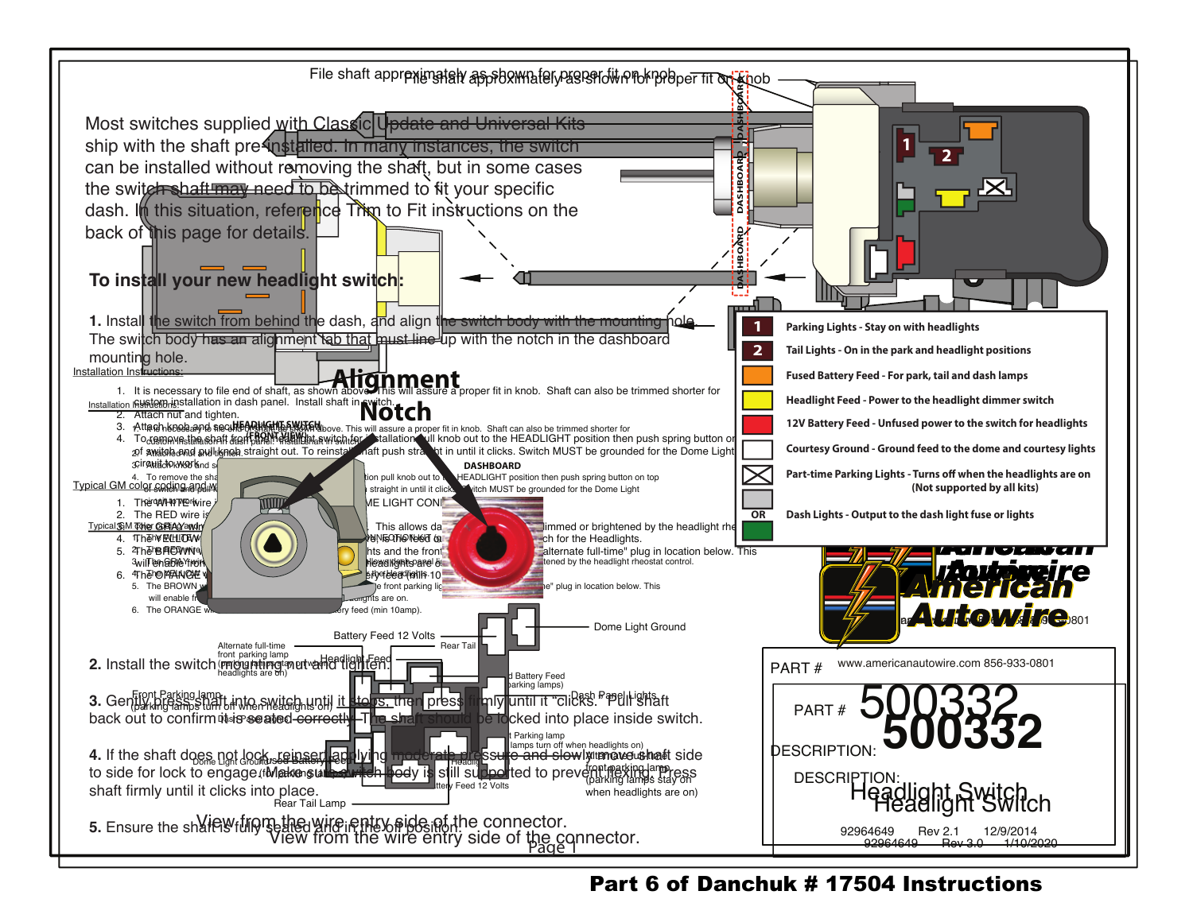File shaft approximately as shown for proper fit on knob

Most switches supplied with Classic Update and Universal Kits ship with the shaft pre-installed. In many instances, the switch can be installed without removing the shaft, but in some cases the switch shaft may need to be trimmed to fit your specific dash. In this situation, reference Trim to Fit instructions on the back of this page for details.

DASHBOARD

## To install your new headlight switch:

**1.** Install the switch from behind the dash, and align the switch body with the mounting hole. The switch body has an alignment tab that must line-up with the notch in the dashboard mounting hole.

**Alignment Notch**

**2.** Install the switch mounting nut and tighten.

**3.** Gently press shaft into switch until it stops, then press firmly until it "clicks." Pull shaft back out to confirm it is seated correctly. The shaft should be locked into place inside switch.

**4.** If the shaft does not lock, reinsert applying moderate pressure and slowly move the shaft side to side for lock to engage. Make sure switch body is still supported to prevent flexing. Press shaft firmly until it clicks into place.

**5.** Ensure the shaft is fully seated and in the off position.

| | |
|---|---|
| 1 | Parking Lights - Stay on with headlights |
| 2 | Tail Lights - On in the park and headlight positions |
| (Orange) | Fused Battery Feed - For park, tail and dash lamps |
| (Yellow) | Headlight Feed - Power to the headlight dimmer switch |
| (Red) | 12V Battery Feed - Unfused power to the switch for headlights |
| (White) | Courtesy Ground - Ground feed to the dome and courtesy lights |
| (X) | Part-time Parking Lights - Turns off when the headlights are on (Not supported by all kits) |
| (Gray) OR (Green) | Dash Lights - Output to the dash light fuse or lights |

Battery Feed 12 Volts

Rear Tail

Dome Light Ground

Alternate full-time front parking lamp (parking lamps stay on when headlights are on)

Headlight Feed

Battery Feed (parking lamps)

Front Parking lamp (parking lamps turn off when headlights on)

Dash Panel Lights

Rear Tail Lamp

View from the wire entry side of the connector.

American Autowire

www.americanautowire.com 856-933-0801

PART # **500332**

DESCRIPTION: Headlight Switch

92964649 Rev 3.0 1/10/2020

**Part 6 of Danchuk # 17504 Instructions**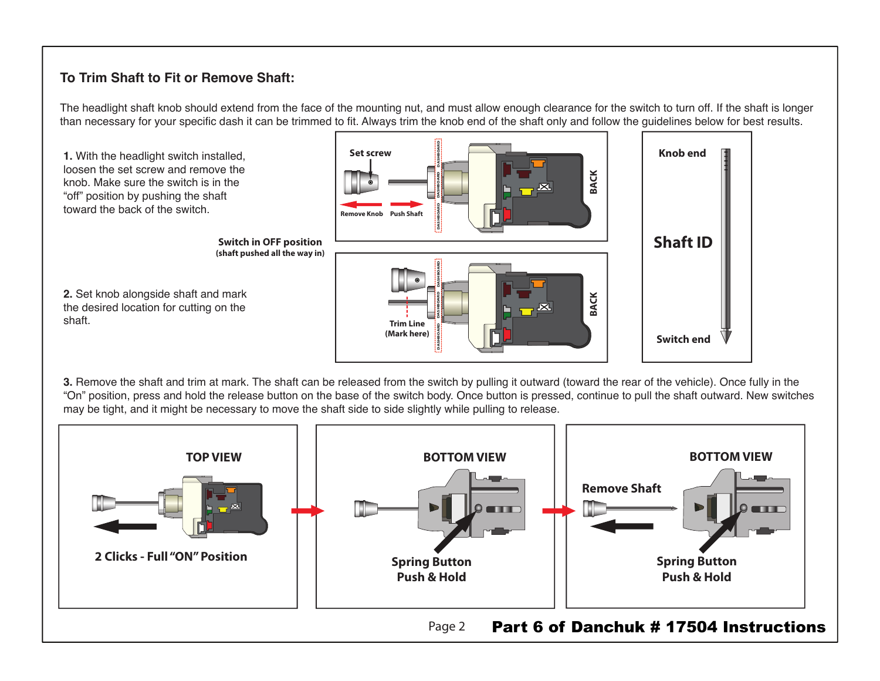## To Trim Shaft to Fit or Remove Shaft:

The headlight shaft knob should extend from the face of the mounting nut, and must allow enough clearance for the switch to turn off. If the shaft is longer than necessary for your specific dash it can be trimmed to fit. Always trim the knob end of the shaft only and follow the guidelines below for best results.

**1.** With the headlight switch installed, loosen the set screw and remove the knob. Make sure the switch is in the "off" position by pushing the shaft toward the back of the switch.

Set screw
Remove Knob
Push Shaft
DASHBOARD
BACK

**Switch in OFF position**
**(shaft pushed all the way in)**

**2.** Set knob alongside shaft and mark the desired location for cutting on the shaft.

Trim Line
(Mark here)
DASHBOARD
BACK

Knob end
**Shaft ID**
Switch end

**3.** Remove the shaft and trim at mark. The shaft can be released from the switch by pulling it outward (toward the rear of the vehicle). Once fully in the "On" position, press and hold the release button on the base of the switch body. Once button is pressed, continue to pull the shaft outward. New switches may be tight, and it might be necessary to move the shaft side to side slightly while pulling to release.

**TOP VIEW**
**2 Clicks - Full "ON" Position**

**BOTTOM VIEW**
**Spring Button**
**Push & Hold**

**BOTTOM VIEW**
**Remove Shaft**
**Spring Button**
**Push & Hold**

**Part 6 of Danchuk # 17504 Instructions**